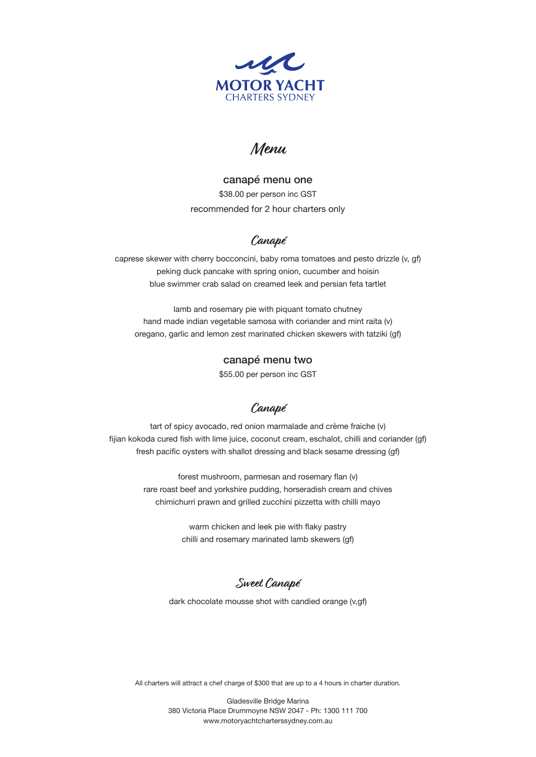MOTOR YACHT
CHARTERS SYDNEY

# Menu

## canapé menu one

$38.00 per person inc GST

recommended for 2 hour charters only

### Canapé

caprese skewer with cherry bocconcini, baby roma tomatoes and pesto drizzle (v, gf)
peking duck pancake with spring onion, cucumber and hoisin
blue swimmer crab salad on creamed leek and persian feta tartlet

lamb and rosemary pie with piquant tomato chutney
hand made indian vegetable samosa with coriander and mint raita (v)
oregano, garlic and lemon zest marinated chicken skewers with tatziki (gf)

## canapé menu two

$55.00 per person inc GST

### Canapé

tart of spicy avocado, red onion marmalade and crème fraiche (v)
fijian kokoda cured fish with lime juice, coconut cream, eschalot, chilli and coriander (gf)
fresh pacific oysters with shallot dressing and black sesame dressing (gf)

forest mushroom, parmesan and rosemary flan (v)
rare roast beef and yorkshire pudding, horseradish cream and chives
chimichurri prawn and grilled zucchini pizzetta with chilli mayo

warm chicken and leek pie with flaky pastry
chilli and rosemary marinated lamb skewers (gf)

### Sweet Canapé

dark chocolate mousse shot with candied orange (v,gf)

All charters will attract a chef charge of $300 that are up to a 4 hours in charter duration.

Gladesville Bridge Marina
380 Victoria Place Drummoyne NSW 2047 - Ph: 1300 111 700
www.motoryachtcharterssydney.com.au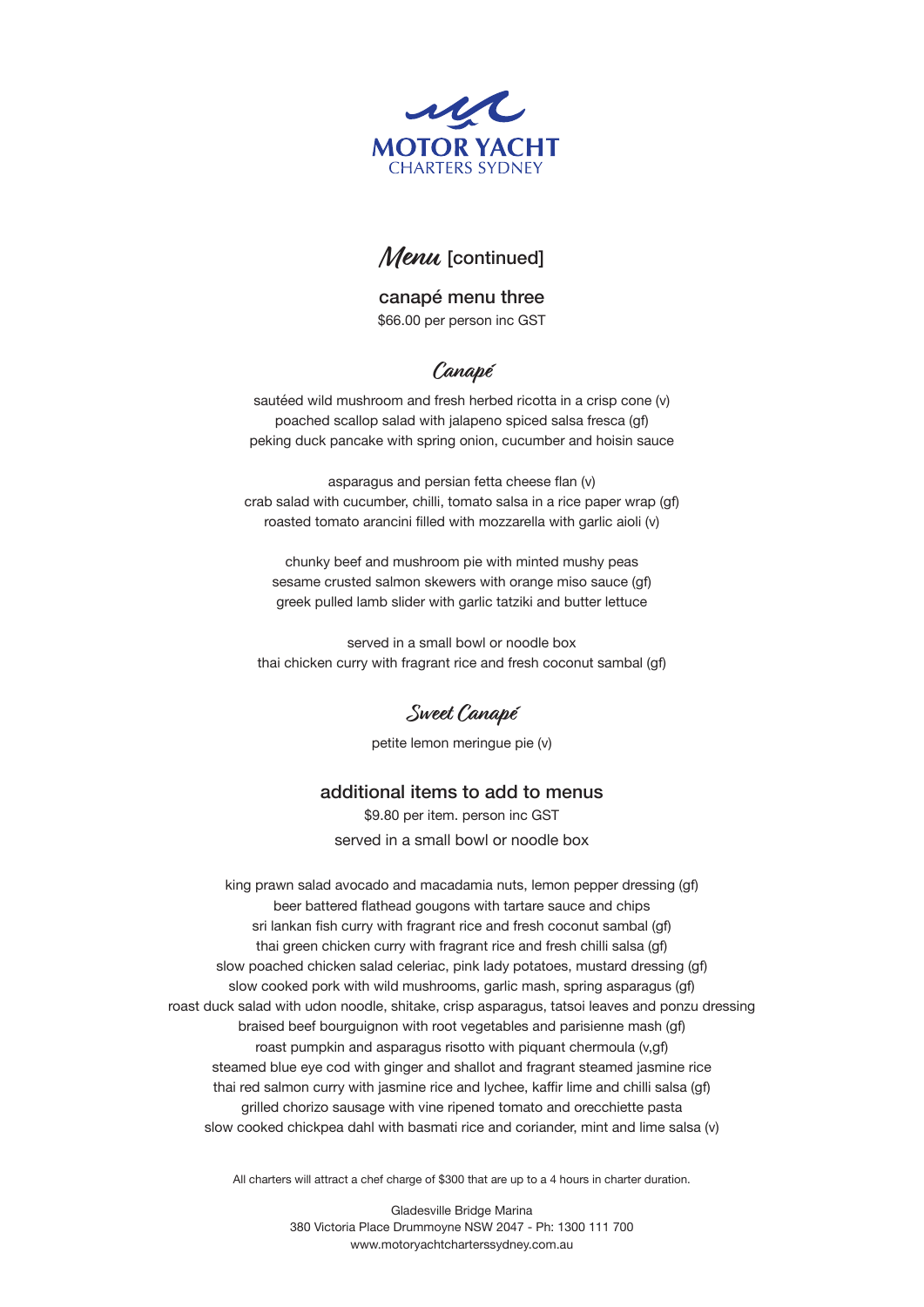MOTOR YACHT
CHARTERS SYDNEY

# *Menu* [continued]

## canapé menu three

$66.00 per person inc GST

### *Canapé*

sautéed wild mushroom and fresh herbed ricotta in a crisp cone (v)
poached scallop salad with jalapeno spiced salsa fresca (gf)
peking duck pancake with spring onion, cucumber and hoisin sauce

asparagus and persian fetta cheese flan (v)
crab salad with cucumber, chilli, tomato salsa in a rice paper wrap (gf)
roasted tomato arancini filled with mozzarella with garlic aioli (v)

chunky beef and mushroom pie with minted mushy peas
sesame crusted salmon skewers with orange miso sauce (gf)
greek pulled lamb slider with garlic tatziki and butter lettuce

served in a small bowl or noodle box
thai chicken curry with fragrant rice and fresh coconut sambal (gf)

### *Sweet Canapé*

petite lemon meringue pie (v)

## additional items to add to menus

$9.80 per item. person inc GST

served in a small bowl or noodle box

king prawn salad avocado and macadamia nuts, lemon pepper dressing (gf)
beer battered flathead gougons with tartare sauce and chips
sri lankan fish curry with fragrant rice and fresh coconut sambal (gf)
thai green chicken curry with fragrant rice and fresh chilli salsa (gf)
slow poached chicken salad celeriac, pink lady potatoes, mustard dressing (gf)
slow cooked pork with wild mushrooms, garlic mash, spring asparagus (gf)
roast duck salad with udon noodle, shitake, crisp asparagus, tatsoi leaves and ponzu dressing
braised beef bourguignon with root vegetables and parisienne mash (gf)
roast pumpkin and asparagus risotto with piquant chermoula (v,gf)
steamed blue eye cod with ginger and shallot and fragrant steamed jasmine rice
thai red salmon curry with jasmine rice and lychee, kaffir lime and chilli salsa (gf)
grilled chorizo sausage with vine ripened tomato and orecchiette pasta
slow cooked chickpea dahl with basmati rice and coriander, mint and lime salsa (v)

All charters will attract a chef charge of $300 that are up to a 4 hours in charter duration.

Gladesville Bridge Marina
380 Victoria Place Drummoyne NSW 2047 - Ph: 1300 111 700
www.motoryachtcharterssydney.com.au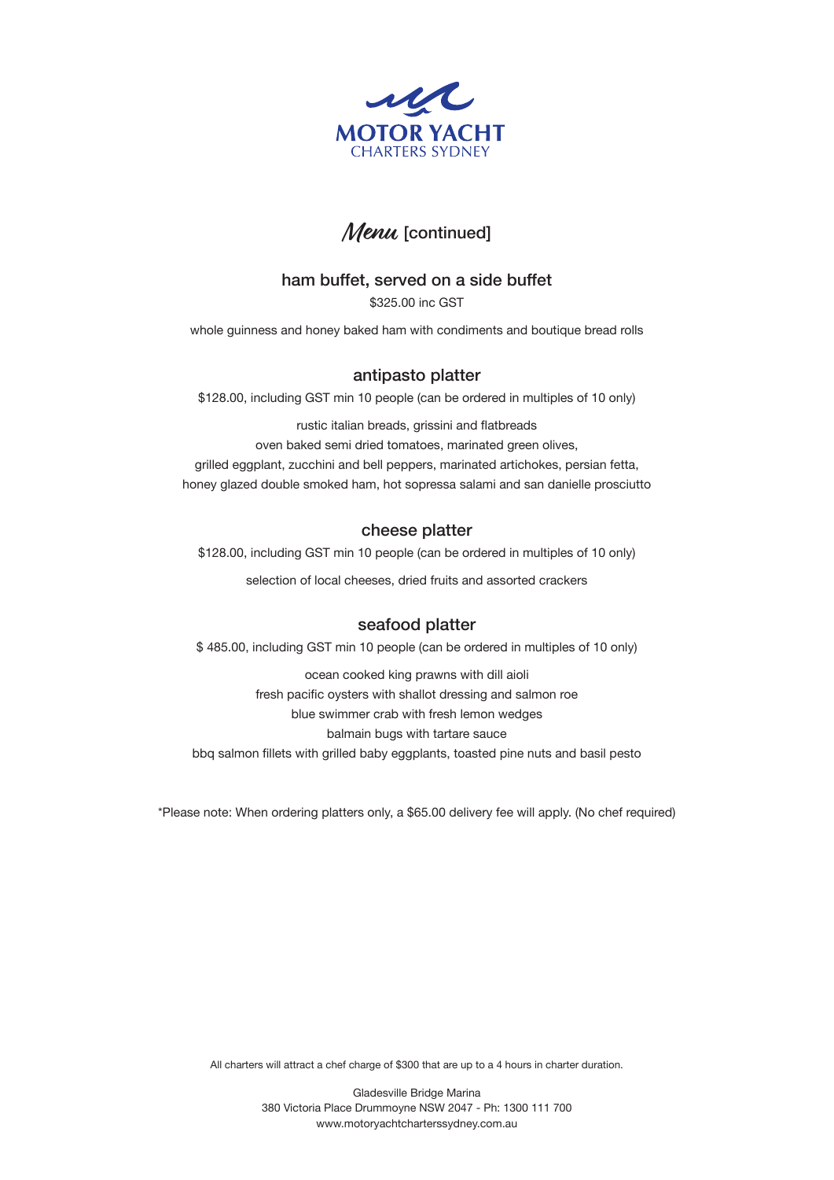MOTOR YACHT
CHARTERS SYDNEY

# *Menu* [continued]

## ham buffet, served on a side buffet

$325.00 inc GST

whole guinness and honey baked ham with condiments and boutique bread rolls

## antipasto platter

$128.00, including GST min 10 people (can be ordered in multiples of 10 only)

rustic italian breads, grissini and flatbreads
oven baked semi dried tomatoes, marinated green olives,
grilled eggplant, zucchini and bell peppers, marinated artichokes, persian fetta,
honey glazed double smoked ham, hot sopressa salami and san danielle prosciutto

## cheese platter

$128.00, including GST min 10 people (can be ordered in multiples of 10 only)

selection of local cheeses, dried fruits and assorted crackers

## seafood platter

$ 485.00, including GST min 10 people (can be ordered in multiples of 10 only)

ocean cooked king prawns with dill aioli
fresh pacific oysters with shallot dressing and salmon roe
blue swimmer crab with fresh lemon wedges
balmain bugs with tartare sauce
bbq salmon fillets with grilled baby eggplants, toasted pine nuts and basil pesto

*Please note: When ordering platters only, a $65.00 delivery fee will apply. (No chef required)

All charters will attract a chef charge of $300 that are up to a 4 hours in charter duration.

Gladesville Bridge Marina
380 Victoria Place Drummoyne NSW 2047 - Ph: 1300 111 700
www.motoryachtcharterssydney.com.au